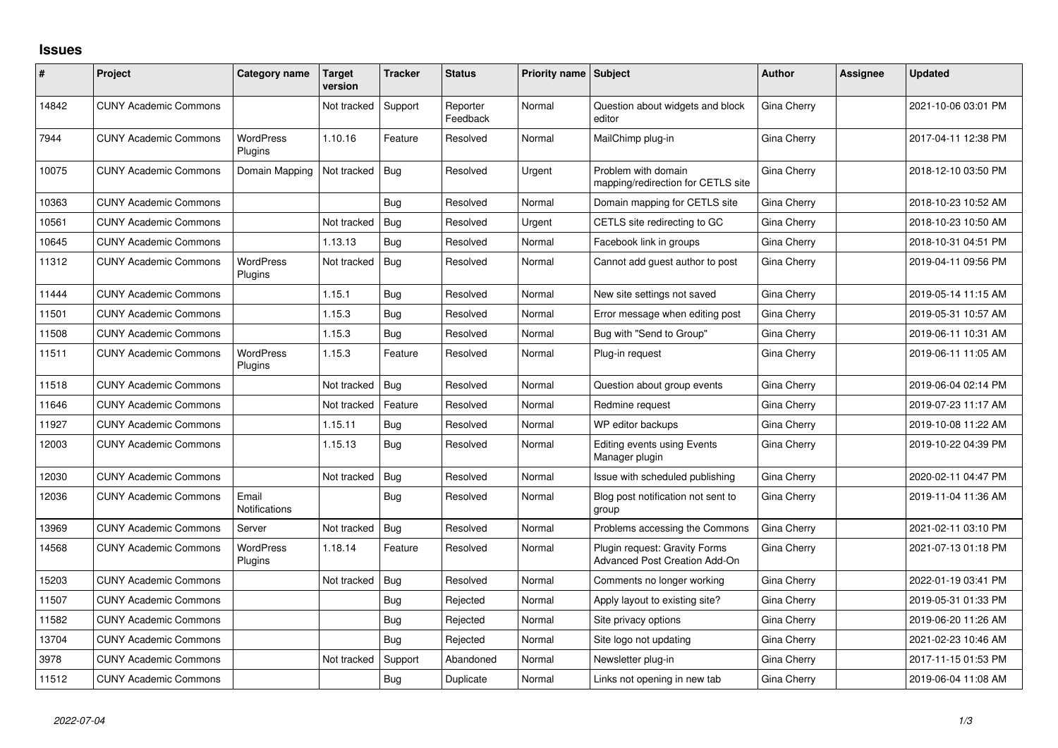# Issues

| # | Project | Category name | Target version | Tracker | Status | Priority name | Subject | Author | Assignee | Updated |
|---|---|---|---|---|---|---|---|---|---|---|
| 14842 | CUNY Academic Commons | | Not tracked | Support | Reporter Feedback | Normal | Question about widgets and block editor | Gina Cherry | | 2021-10-06 03:01 PM |
| 7944 | CUNY Academic Commons | WordPress Plugins | 1.10.16 | Feature | Resolved | Normal | MailChimp plug-in | Gina Cherry | | 2017-04-11 12:38 PM |
| 10075 | CUNY Academic Commons | Domain Mapping | Not tracked | Bug | Resolved | Urgent | Problem with domain mapping/redirection for CETLS site | Gina Cherry | | 2018-12-10 03:50 PM |
| 10363 | CUNY Academic Commons | | | Bug | Resolved | Normal | Domain mapping for CETLS site | Gina Cherry | | 2018-10-23 10:52 AM |
| 10561 | CUNY Academic Commons | | Not tracked | Bug | Resolved | Urgent | CETLS site redirecting to GC | Gina Cherry | | 2018-10-23 10:50 AM |
| 10645 | CUNY Academic Commons | | 1.13.13 | Bug | Resolved | Normal | Facebook link in groups | Gina Cherry | | 2018-10-31 04:51 PM |
| 11312 | CUNY Academic Commons | WordPress Plugins | Not tracked | Bug | Resolved | Normal | Cannot add guest author to post | Gina Cherry | | 2019-04-11 09:56 PM |
| 11444 | CUNY Academic Commons | | 1.15.1 | Bug | Resolved | Normal | New site settings not saved | Gina Cherry | | 2019-05-14 11:15 AM |
| 11501 | CUNY Academic Commons | | 1.15.3 | Bug | Resolved | Normal | Error message when editing post | Gina Cherry | | 2019-05-31 10:57 AM |
| 11508 | CUNY Academic Commons | | 1.15.3 | Bug | Resolved | Normal | Bug with "Send to Group" | Gina Cherry | | 2019-06-11 10:31 AM |
| 11511 | CUNY Academic Commons | WordPress Plugins | 1.15.3 | Feature | Resolved | Normal | Plug-in request | Gina Cherry | | 2019-06-11 11:05 AM |
| 11518 | CUNY Academic Commons | | Not tracked | Bug | Resolved | Normal | Question about group events | Gina Cherry | | 2019-06-04 02:14 PM |
| 11646 | CUNY Academic Commons | | Not tracked | Feature | Resolved | Normal | Redmine request | Gina Cherry | | 2019-07-23 11:17 AM |
| 11927 | CUNY Academic Commons | | 1.15.11 | Bug | Resolved | Normal | WP editor backups | Gina Cherry | | 2019-10-08 11:22 AM |
| 12003 | CUNY Academic Commons | | 1.15.13 | Bug | Resolved | Normal | Editing events using Events Manager plugin | Gina Cherry | | 2019-10-22 04:39 PM |
| 12030 | CUNY Academic Commons | | Not tracked | Bug | Resolved | Normal | Issue with scheduled publishing | Gina Cherry | | 2020-02-11 04:47 PM |
| 12036 | CUNY Academic Commons | Email Notifications | | Bug | Resolved | Normal | Blog post notification not sent to group | Gina Cherry | | 2019-11-04 11:36 AM |
| 13969 | CUNY Academic Commons | Server | Not tracked | Bug | Resolved | Normal | Problems accessing the Commons | Gina Cherry | | 2021-02-11 03:10 PM |
| 14568 | CUNY Academic Commons | WordPress Plugins | 1.18.14 | Feature | Resolved | Normal | Plugin request: Gravity Forms Advanced Post Creation Add-On | Gina Cherry | | 2021-07-13 01:18 PM |
| 15203 | CUNY Academic Commons | | Not tracked | Bug | Resolved | Normal | Comments no longer working | Gina Cherry | | 2022-01-19 03:41 PM |
| 11507 | CUNY Academic Commons | | | Bug | Rejected | Normal | Apply layout to existing site? | Gina Cherry | | 2019-05-31 01:33 PM |
| 11582 | CUNY Academic Commons | | | Bug | Rejected | Normal | Site privacy options | Gina Cherry | | 2019-06-20 11:26 AM |
| 13704 | CUNY Academic Commons | | | Bug | Rejected | Normal | Site logo not updating | Gina Cherry | | 2021-02-23 10:46 AM |
| 3978 | CUNY Academic Commons | | Not tracked | Support | Abandoned | Normal | Newsletter plug-in | Gina Cherry | | 2017-11-15 01:53 PM |
| 11512 | CUNY Academic Commons | | | Bug | Duplicate | Normal | Links not opening in new tab | Gina Cherry | | 2019-06-04 11:08 AM |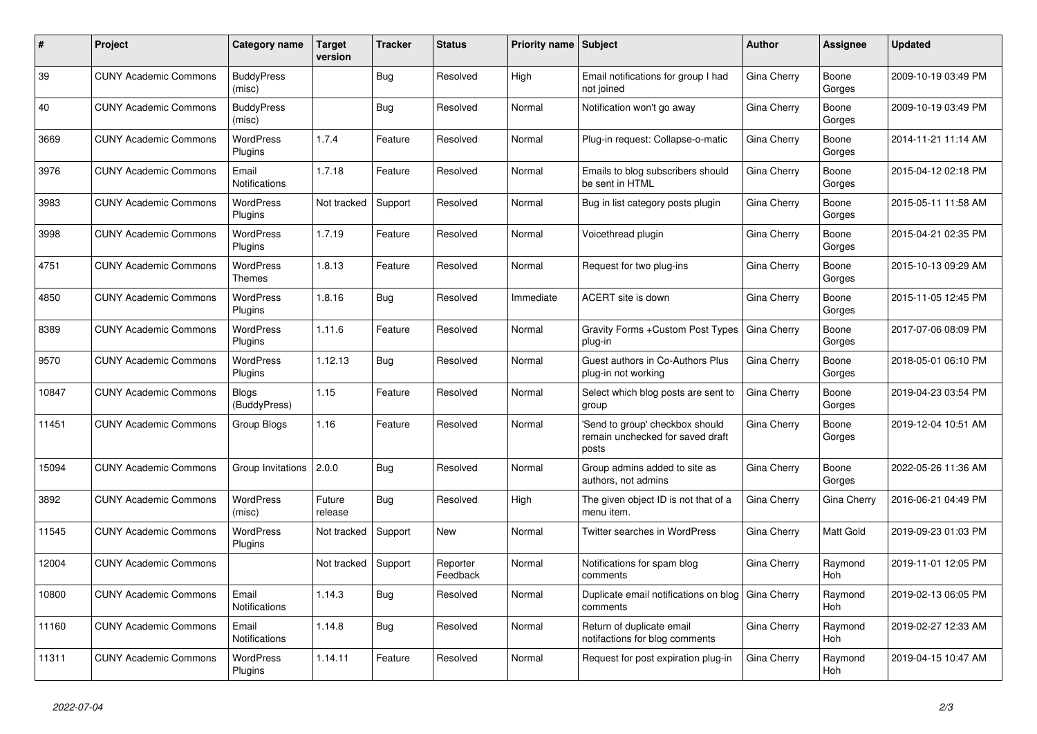| # | Project | Category name | Target version | Tracker | Status | Priority name | Subject | Author | Assignee | Updated |
|---|---|---|---|---|---|---|---|---|---|---|
| 39 | CUNY Academic Commons | BuddyPress (misc) | | Bug | Resolved | High | Email notifications for group I had not joined | Gina Cherry | Boone Gorges | 2009-10-19 03:49 PM |
| 40 | CUNY Academic Commons | BuddyPress (misc) | | Bug | Resolved | Normal | Notification won't go away | Gina Cherry | Boone Gorges | 2009-10-19 03:49 PM |
| 3669 | CUNY Academic Commons | WordPress Plugins | 1.7.4 | Feature | Resolved | Normal | Plug-in request: Collapse-o-matic | Gina Cherry | Boone Gorges | 2014-11-21 11:14 AM |
| 3976 | CUNY Academic Commons | Email Notifications | 1.7.18 | Feature | Resolved | Normal | Emails to blog subscribers should be sent in HTML | Gina Cherry | Boone Gorges | 2015-04-12 02:18 PM |
| 3983 | CUNY Academic Commons | WordPress Plugins | Not tracked | Support | Resolved | Normal | Bug in list category posts plugin | Gina Cherry | Boone Gorges | 2015-05-11 11:58 AM |
| 3998 | CUNY Academic Commons | WordPress Plugins | 1.7.19 | Feature | Resolved | Normal | Voicethread plugin | Gina Cherry | Boone Gorges | 2015-04-21 02:35 PM |
| 4751 | CUNY Academic Commons | WordPress Themes | 1.8.13 | Feature | Resolved | Normal | Request for two plug-ins | Gina Cherry | Boone Gorges | 2015-10-13 09:29 AM |
| 4850 | CUNY Academic Commons | WordPress Plugins | 1.8.16 | Bug | Resolved | Immediate | ACERT site is down | Gina Cherry | Boone Gorges | 2015-11-05 12:45 PM |
| 8389 | CUNY Academic Commons | WordPress Plugins | 1.11.6 | Feature | Resolved | Normal | Gravity Forms +Custom Post Types plug-in | Gina Cherry | Boone Gorges | 2017-07-06 08:09 PM |
| 9570 | CUNY Academic Commons | WordPress Plugins | 1.12.13 | Bug | Resolved | Normal | Guest authors in Co-Authors Plus plug-in not working | Gina Cherry | Boone Gorges | 2018-05-01 06:10 PM |
| 10847 | CUNY Academic Commons | Blogs (BuddyPress) | 1.15 | Feature | Resolved | Normal | Select which blog posts are sent to group | Gina Cherry | Boone Gorges | 2019-04-23 03:54 PM |
| 11451 | CUNY Academic Commons | Group Blogs | 1.16 | Feature | Resolved | Normal | 'Send to group' checkbox should remain unchecked for saved draft posts | Gina Cherry | Boone Gorges | 2019-12-04 10:51 AM |
| 15094 | CUNY Academic Commons | Group Invitations | 2.0.0 | Bug | Resolved | Normal | Group admins added to site as authors, not admins | Gina Cherry | Boone Gorges | 2022-05-26 11:36 AM |
| 3892 | CUNY Academic Commons | WordPress (misc) | Future release | Bug | Resolved | High | The given object ID is not that of a menu item. | Gina Cherry | Gina Cherry | 2016-06-21 04:49 PM |
| 11545 | CUNY Academic Commons | WordPress Plugins | Not tracked | Support | New | Normal | Twitter searches in WordPress | Gina Cherry | Matt Gold | 2019-09-23 01:03 PM |
| 12004 | CUNY Academic Commons | | Not tracked | Support | Reporter Feedback | Normal | Notifications for spam blog comments | Gina Cherry | Raymond Hoh | 2019-11-01 12:05 PM |
| 10800 | CUNY Academic Commons | Email Notifications | 1.14.3 | Bug | Resolved | Normal | Duplicate email notifications on blog comments | Gina Cherry | Raymond Hoh | 2019-02-13 06:05 PM |
| 11160 | CUNY Academic Commons | Email Notifications | 1.14.8 | Bug | Resolved | Normal | Return of duplicate email notifactions for blog comments | Gina Cherry | Raymond Hoh | 2019-02-27 12:33 AM |
| 11311 | CUNY Academic Commons | WordPress Plugins | 1.14.11 | Feature | Resolved | Normal | Request for post expiration plug-in | Gina Cherry | Raymond Hoh | 2019-04-15 10:47 AM |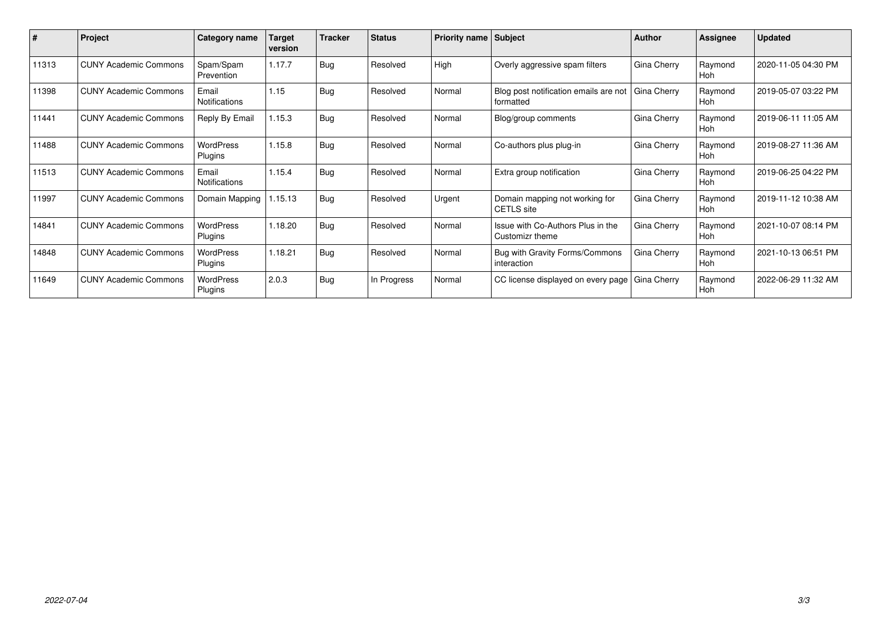| # | Project | Category name | Target version | Tracker | Status | Priority name | Subject | Author | Assignee | Updated |
|---|---|---|---|---|---|---|---|---|---|---|
| 11313 | CUNY Academic Commons | Spam/Spam Prevention | 1.17.7 | Bug | Resolved | High | Overly aggressive spam filters | Gina Cherry | Raymond Hoh | 2020-11-05 04:30 PM |
| 11398 | CUNY Academic Commons | Email Notifications | 1.15 | Bug | Resolved | Normal | Blog post notification emails are not formatted | Gina Cherry | Raymond Hoh | 2019-05-07 03:22 PM |
| 11441 | CUNY Academic Commons | Reply By Email | 1.15.3 | Bug | Resolved | Normal | Blog/group comments | Gina Cherry | Raymond Hoh | 2019-06-11 11:05 AM |
| 11488 | CUNY Academic Commons | WordPress Plugins | 1.15.8 | Bug | Resolved | Normal | Co-authors plus plug-in | Gina Cherry | Raymond Hoh | 2019-08-27 11:36 AM |
| 11513 | CUNY Academic Commons | Email Notifications | 1.15.4 | Bug | Resolved | Normal | Extra group notification | Gina Cherry | Raymond Hoh | 2019-06-25 04:22 PM |
| 11997 | CUNY Academic Commons | Domain Mapping | 1.15.13 | Bug | Resolved | Urgent | Domain mapping not working for CETLS site | Gina Cherry | Raymond Hoh | 2019-11-12 10:38 AM |
| 14841 | CUNY Academic Commons | WordPress Plugins | 1.18.20 | Bug | Resolved | Normal | Issue with Co-Authors Plus in the Customizr theme | Gina Cherry | Raymond Hoh | 2021-10-07 08:14 PM |
| 14848 | CUNY Academic Commons | WordPress Plugins | 1.18.21 | Bug | Resolved | Normal | Bug with Gravity Forms/Commons interaction | Gina Cherry | Raymond Hoh | 2021-10-13 06:51 PM |
| 11649 | CUNY Academic Commons | WordPress Plugins | 2.0.3 | Bug | In Progress | Normal | CC license displayed on every page | Gina Cherry | Raymond Hoh | 2022-06-29 11:32 AM |

*2022-07-04*